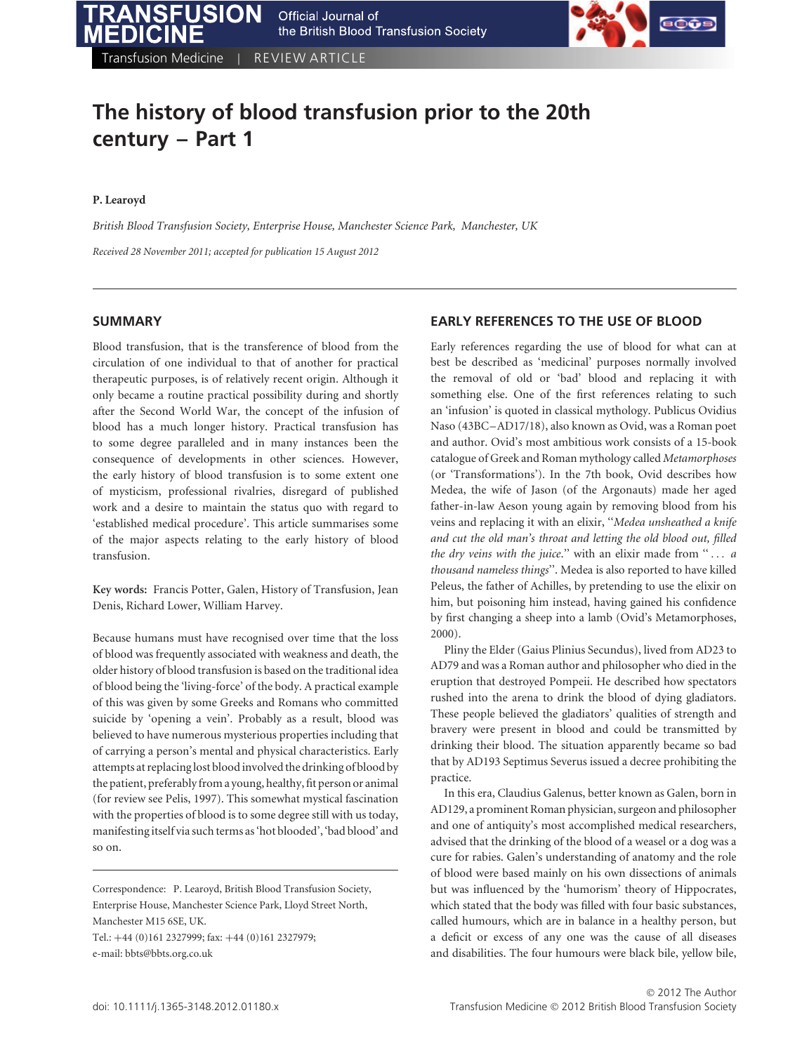# The history of blood transfusion prior to the 20th century – Part 1

**P. Learoyd**

*British Blood Transfusion Society, Enterprise House, Manchester Science Park, Manchester, UK*

*Received 28 November 2011; accepted for publication 15 August 2012*

## SUMMARY

Blood transfusion, that is the transference of blood from the circulation of one individual to that of another for practical therapeutic purposes, is of relatively recent origin. Although it only became a routine practical possibility during and shortly after the Second World War, the concept of the infusion of blood has a much longer history. Practical transfusion has to some degree paralleled and in many instances been the consequence of developments in other sciences. However, the early history of blood transfusion is to some extent one of mysticism, professional rivalries, disregard of published work and a desire to maintain the status quo with regard to 'established medical procedure'. This article summarises some of the major aspects relating to the early history of blood transfusion.

**Key words:** Francis Potter, Galen, History of Transfusion, Jean Denis, Richard Lower, William Harvey.

Because humans must have recognised over time that the loss of blood was frequently associated with weakness and death, the older history of blood transfusion is based on the traditional idea of blood being the 'living-force' of the body. A practical example of this was given by some Greeks and Romans who committed suicide by 'opening a vein'. Probably as a result, blood was believed to have numerous mysterious properties including that of carrying a person's mental and physical characteristics. Early attempts at replacing lost blood involved the drinking of blood by the patient, preferably from a young, healthy, fit person or animal (for review see Pelis, 1997). This somewhat mystical fascination with the properties of blood is to some degree still with us today, manifesting itself via such terms as 'hot blooded', 'bad blood' and so on.

Correspondence: P. Learoyd, British Blood Transfusion Society, Enterprise House, Manchester Science Park, Lloyd Street North, Manchester M15 6SE, UK.
Tel.: +44 (0)161 2327999; fax: +44 (0)161 2327979;
e-mail: bbts@bbts.org.co.uk

## EARLY REFERENCES TO THE USE OF BLOOD

Early references regarding the use of blood for what can at best be described as 'medicinal' purposes normally involved the removal of old or 'bad' blood and replacing it with something else. One of the first references relating to such an 'infusion' is quoted in classical mythology. Publicus Ovidius Naso (43BC–AD17/18), also known as Ovid, was a Roman poet and author. Ovid's most ambitious work consists of a 15-book catalogue of Greek and Roman mythology called *Metamorphoses* (or 'Transformations'). In the 7th book, Ovid describes how Medea, the wife of Jason (of the Argonauts) made her aged father-in-law Aeson young again by removing blood from his veins and replacing it with an elixir, "*Medea unsheathed a knife and cut the old man's throat and letting the old blood out, filled the dry veins with the juice.*" with an elixir made from "*... a thousand nameless things*". Medea is also reported to have killed Peleus, the father of Achilles, by pretending to use the elixir on him, but poisoning him instead, having gained his confidence by first changing a sheep into a lamb (Ovid's Metamorphoses, 2000).

Pliny the Elder (Gaius Plinius Secundus), lived from AD23 to AD79 and was a Roman author and philosopher who died in the eruption that destroyed Pompeii. He described how spectators rushed into the arena to drink the blood of dying gladiators. These people believed the gladiators' qualities of strength and bravery were present in blood and could be transmitted by drinking their blood. The situation apparently became so bad that by AD193 Septimus Severus issued a decree prohibiting the practice.

In this era, Claudius Galenus, better known as Galen, born in AD129, a prominent Roman physician, surgeon and philosopher and one of antiquity's most accomplished medical researchers, advised that the drinking of the blood of a weasel or a dog was a cure for rabies. Galen's understanding of anatomy and the role of blood were based mainly on his own dissections of animals but was influenced by the 'humorism' theory of Hippocrates, which stated that the body was filled with four basic substances, called humours, which are in balance in a healthy person, but a deficit or excess of any one was the cause of all diseases and disabilities. The four humours were black bile, yellow bile,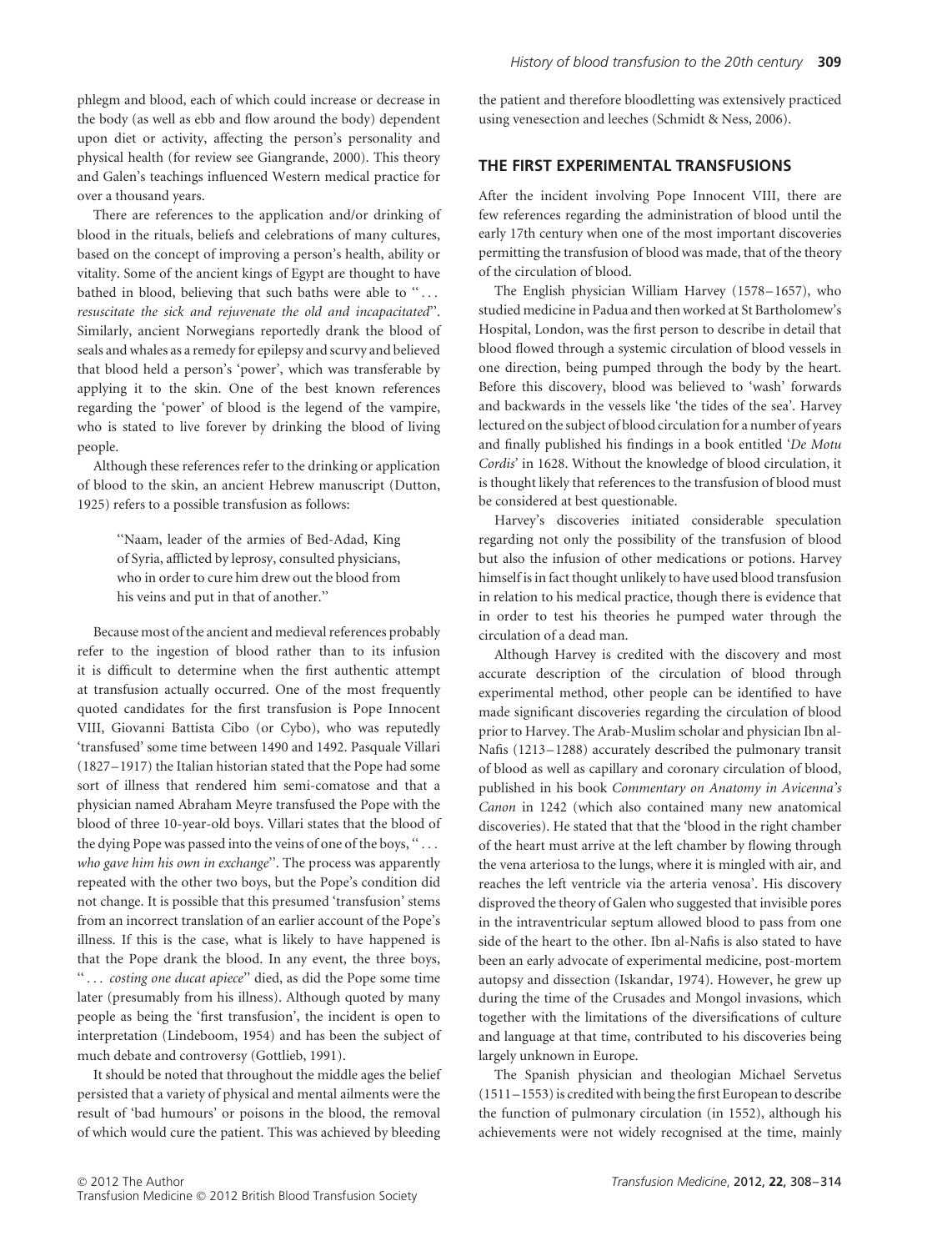phlegm and blood, each of which could increase or decrease in the body (as well as ebb and flow around the body) dependent upon diet or activity, affecting the person's personality and physical health (for review see Giangrande, 2000). This theory and Galen's teachings influenced Western medical practice for over a thousand years.

There are references to the application and/or drinking of blood in the rituals, beliefs and celebrations of many cultures, based on the concept of improving a person's health, ability or vitality. Some of the ancient kings of Egypt are thought to have bathed in blood, believing that such baths were able to "*... resuscitate the sick and rejuvenate the old and incapacitated*". Similarly, ancient Norwegians reportedly drank the blood of seals and whales as a remedy for epilepsy and scurvy and believed that blood held a person's 'power', which was transferable by applying it to the skin. One of the best known references regarding the 'power' of blood is the legend of the vampire, who is stated to live forever by drinking the blood of living people.

Although these references refer to the drinking or application of blood to the skin, an ancient Hebrew manuscript (Dutton, 1925) refers to a possible transfusion as follows:

> "Naam, leader of the armies of Bed-Adad, King of Syria, afflicted by leprosy, consulted physicians, who in order to cure him drew out the blood from his veins and put in that of another."

Because most of the ancient and medieval references probably refer to the ingestion of blood rather than to its infusion it is difficult to determine when the first authentic attempt at transfusion actually occurred. One of the most frequently quoted candidates for the first transfusion is Pope Innocent VIII, Giovanni Battista Cibo (or Cybo), who was reputedly 'transfused' some time between 1490 and 1492. Pasquale Villari (1827–1917) the Italian historian stated that the Pope had some sort of illness that rendered him semi-comatose and that a physician named Abraham Meyre transfused the Pope with the blood of three 10-year-old boys. Villari states that the blood of the dying Pope was passed into the veins of one of the boys, "*... who gave him his own in exchange*". The process was apparently repeated with the other two boys, but the Pope's condition did not change. It is possible that this presumed 'transfusion' stems from an incorrect translation of an earlier account of the Pope's illness. If this is the case, what is likely to have happened is that the Pope drank the blood. In any event, the three boys, "*... costing one ducat apiece*" died, as did the Pope some time later (presumably from his illness). Although quoted by many people as being the 'first transfusion', the incident is open to interpretation (Lindeboom, 1954) and has been the subject of much debate and controversy (Gottlieb, 1991).

It should be noted that throughout the middle ages the belief persisted that a variety of physical and mental ailments were the result of 'bad humours' or poisons in the blood, the removal of which would cure the patient. This was achieved by bleeding the patient and therefore bloodletting was extensively practiced using venesection and leeches (Schmidt & Ness, 2006).

## THE FIRST EXPERIMENTAL TRANSFUSIONS

After the incident involving Pope Innocent VIII, there are few references regarding the administration of blood until the early 17th century when one of the most important discoveries permitting the transfusion of blood was made, that of the theory of the circulation of blood.

The English physician William Harvey (1578–1657), who studied medicine in Padua and then worked at St Bartholomew's Hospital, London, was the first person to describe in detail that blood flowed through a systemic circulation of blood vessels in one direction, being pumped through the body by the heart. Before this discovery, blood was believed to 'wash' forwards and backwards in the vessels like 'the tides of the sea'. Harvey lectured on the subject of blood circulation for a number of years and finally published his findings in a book entitled '*De Motu Cordis*' in 1628. Without the knowledge of blood circulation, it is thought likely that references to the transfusion of blood must be considered at best questionable.

Harvey's discoveries initiated considerable speculation regarding not only the possibility of the transfusion of blood but also the infusion of other medications or potions. Harvey himself is in fact thought unlikely to have used blood transfusion in relation to his medical practice, though there is evidence that in order to test his theories he pumped water through the circulation of a dead man.

Although Harvey is credited with the discovery and most accurate description of the circulation of blood through experimental method, other people can be identified to have made significant discoveries regarding the circulation of blood prior to Harvey. The Arab-Muslim scholar and physician Ibn al-Nafis (1213–1288) accurately described the pulmonary transit of blood as well as capillary and coronary circulation of blood, published in his book *Commentary on Anatomy in Avicenna's Canon* in 1242 (which also contained many new anatomical discoveries). He stated that that the 'blood in the right chamber of the heart must arrive at the left chamber by flowing through the vena arteriosa to the lungs, where it is mingled with air, and reaches the left ventricle via the arteria venosa'. His discovery disproved the theory of Galen who suggested that invisible pores in the intraventricular septum allowed blood to pass from one side of the heart to the other. Ibn al-Nafis is also stated to have been an early advocate of experimental medicine, post-mortem autopsy and dissection (Iskandar, 1974). However, he grew up during the time of the Crusades and Mongol invasions, which together with the limitations of the diversifications of culture and language at that time, contributed to his discoveries being largely unknown in Europe.

The Spanish physician and theologian Michael Servetus (1511–1553) is credited with being the first European to describe the function of pulmonary circulation (in 1552), although his achievements were not widely recognised at the time, mainly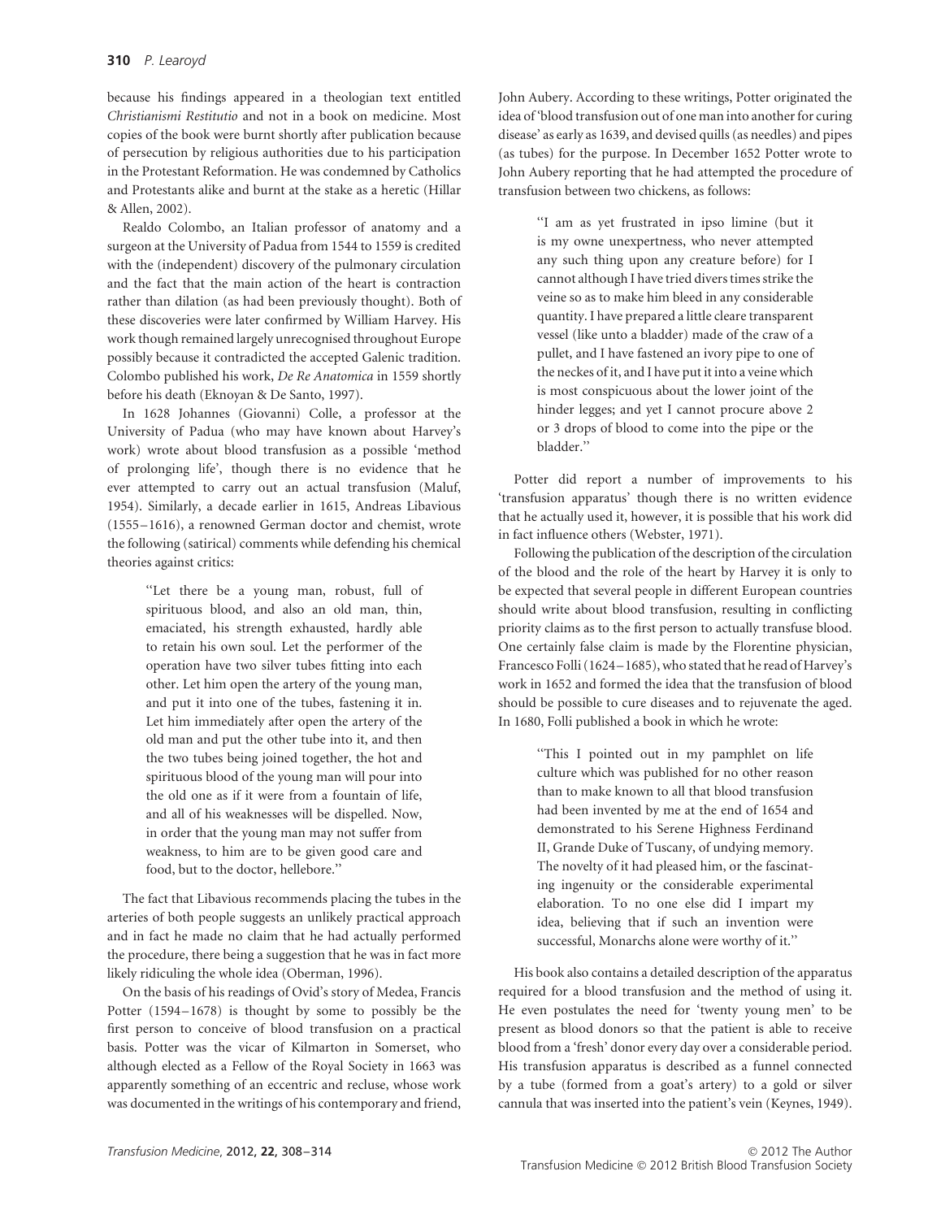because his findings appeared in a theologian text entitled *Christianismi Restitutio* and not in a book on medicine. Most copies of the book were burnt shortly after publication because of persecution by religious authorities due to his participation in the Protestant Reformation. He was condemned by Catholics and Protestants alike and burnt at the stake as a heretic (Hillar & Allen, 2002).

Realdo Colombo, an Italian professor of anatomy and a surgeon at the University of Padua from 1544 to 1559 is credited with the (independent) discovery of the pulmonary circulation and the fact that the main action of the heart is contraction rather than dilation (as had been previously thought). Both of these discoveries were later confirmed by William Harvey. His work though remained largely unrecognised throughout Europe possibly because it contradicted the accepted Galenic tradition. Colombo published his work, *De Re Anatomica* in 1559 shortly before his death (Eknoyan & De Santo, 1997).

In 1628 Johannes (Giovanni) Colle, a professor at the University of Padua (who may have known about Harvey's work) wrote about blood transfusion as a possible 'method of prolonging life', though there is no evidence that he ever attempted to carry out an actual transfusion (Maluf, 1954). Similarly, a decade earlier in 1615, Andreas Libavious (1555–1616), a renowned German doctor and chemist, wrote the following (satirical) comments while defending his chemical theories against critics:

> "Let there be a young man, robust, full of spirituous blood, and also an old man, thin, emaciated, his strength exhausted, hardly able to retain his own soul. Let the performer of the operation have two silver tubes fitting into each other. Let him open the artery of the young man, and put it into one of the tubes, fastening it in. Let him immediately after open the artery of the old man and put the other tube into it, and then the two tubes being joined together, the hot and spirituous blood of the young man will pour into the old one as if it were from a fountain of life, and all of his weaknesses will be dispelled. Now, in order that the young man may not suffer from weakness, to him are to be given good care and food, but to the doctor, hellebore."

The fact that Libavious recommends placing the tubes in the arteries of both people suggests an unlikely practical approach and in fact he made no claim that he had actually performed the procedure, there being a suggestion that he was in fact more likely ridiculing the whole idea (Oberman, 1996).

On the basis of his readings of Ovid's story of Medea, Francis Potter (1594–1678) is thought by some to possibly be the first person to conceive of blood transfusion on a practical basis. Potter was the vicar of Kilmarton in Somerset, who although elected as a Fellow of the Royal Society in 1663 was apparently something of an eccentric and recluse, whose work was documented in the writings of his contemporary and friend, John Aubery. According to these writings, Potter originated the idea of 'blood transfusion out of one man into another for curing disease' as early as 1639, and devised quills (as needles) and pipes (as tubes) for the purpose. In December 1652 Potter wrote to John Aubery reporting that he had attempted the procedure of transfusion between two chickens, as follows:

> "I am as yet frustrated in ipso limine (but it is my owne unexpertness, who never attempted any such thing upon any creature before) for I cannot although I have tried divers times strike the veine so as to make him bleed in any considerable quantity. I have prepared a little cleare transparent vessel (like unto a bladder) made of the craw of a pullet, and I have fastened an ivory pipe to one of the neckes of it, and I have put it into a veine which is most conspicuous about the lower joint of the hinder legges; and yet I cannot procure above 2 or 3 drops of blood to come into the pipe or the bladder."

Potter did report a number of improvements to his 'transfusion apparatus' though there is no written evidence that he actually used it, however, it is possible that his work did in fact influence others (Webster, 1971).

Following the publication of the description of the circulation of the blood and the role of the heart by Harvey it is only to be expected that several people in different European countries should write about blood transfusion, resulting in conflicting priority claims as to the first person to actually transfuse blood. One certainly false claim is made by the Florentine physician, Francesco Folli (1624–1685), who stated that he read of Harvey's work in 1652 and formed the idea that the transfusion of blood should be possible to cure diseases and to rejuvenate the aged. In 1680, Folli published a book in which he wrote:

> "This I pointed out in my pamphlet on life culture which was published for no other reason than to make known to all that blood transfusion had been invented by me at the end of 1654 and demonstrated to his Serene Highness Ferdinand II, Grande Duke of Tuscany, of undying memory. The novelty of it had pleased him, or the fascinating ingenuity or the considerable experimental elaboration. To no one else did I impart my idea, believing that if such an invention were successful, Monarchs alone were worthy of it."

His book also contains a detailed description of the apparatus required for a blood transfusion and the method of using it. He even postulates the need for 'twenty young men' to be present as blood donors so that the patient is able to receive blood from a 'fresh' donor every day over a considerable period. His transfusion apparatus is described as a funnel connected by a tube (formed from a goat's artery) to a gold or silver cannula that was inserted into the patient's vein (Keynes, 1949).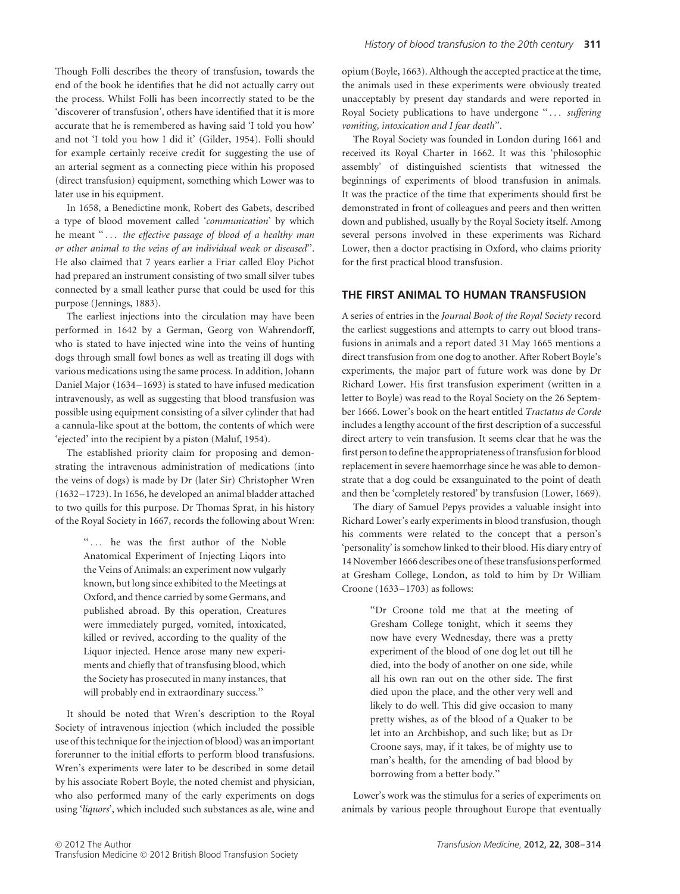Though Folli describes the theory of transfusion, towards the end of the book he identifies that he did not actually carry out the process. Whilst Folli has been incorrectly stated to be the 'discoverer of transfusion', others have identified that it is more accurate that he is remembered as having said 'I told you how' and not 'I told you how I did it' (Gilder, 1954). Folli should for example certainly receive credit for suggesting the use of an arterial segment as a connecting piece within his proposed (direct transfusion) equipment, something which Lower was to later use in his equipment.

In 1658, a Benedictine monk, Robert des Gabets, described a type of blood movement called '*communication*' by which he meant "... *the effective passage of blood of a healthy man or other animal to the veins of an individual weak or diseased*". He also claimed that 7 years earlier a Friar called Eloy Pichot had prepared an instrument consisting of two small silver tubes connected by a small leather purse that could be used for this purpose (Jennings, 1883).

The earliest injections into the circulation may have been performed in 1642 by a German, Georg von Wahrendorff, who is stated to have injected wine into the veins of hunting dogs through small fowl bones as well as treating ill dogs with various medications using the same process. In addition, Johann Daniel Major (1634–1693) is stated to have infused medication intravenously, as well as suggesting that blood transfusion was possible using equipment consisting of a silver cylinder that had a cannula-like spout at the bottom, the contents of which were 'ejected' into the recipient by a piston (Maluf, 1954).

The established priority claim for proposing and demonstrating the intravenous administration of medications (into the veins of dogs) is made by Dr (later Sir) Christopher Wren (1632–1723). In 1656, he developed an animal bladder attached to two quills for this purpose. Dr Thomas Sprat, in his history of the Royal Society in 1667, records the following about Wren:

> "... he was the first author of the Noble Anatomical Experiment of Injecting Liqors into the Veins of Animals: an experiment now vulgarly known, but long since exhibited to the Meetings at Oxford, and thence carried by some Germans, and published abroad. By this operation, Creatures were immediately purged, vomited, intoxicated, killed or revived, according to the quality of the Liquor injected. Hence arose many new experiments and chiefly that of transfusing blood, which the Society has prosecuted in many instances, that will probably end in extraordinary success."

It should be noted that Wren's description to the Royal Society of intravenous injection (which included the possible use of this technique for the injection of blood) was an important forerunner to the initial efforts to perform blood transfusions. Wren's experiments were later to be described in some detail by his associate Robert Boyle, the noted chemist and physician, who also performed many of the early experiments on dogs using '*liquors*', which included such substances as ale, wine and opium (Boyle, 1663). Although the accepted practice at the time, the animals used in these experiments were obviously treated unacceptably by present day standards and were reported in Royal Society publications to have undergone "... *suffering vomiting, intoxication and I fear death*".

The Royal Society was founded in London during 1661 and received its Royal Charter in 1662. It was this 'philosophic assembly' of distinguished scientists that witnessed the beginnings of experiments of blood transfusion in animals. It was the practice of the time that experiments should first be demonstrated in front of colleagues and peers and then written down and published, usually by the Royal Society itself. Among several persons involved in these experiments was Richard Lower, then a doctor practising in Oxford, who claims priority for the first practical blood transfusion.

## THE FIRST ANIMAL TO HUMAN TRANSFUSION

A series of entries in the *Journal Book of the Royal Society* record the earliest suggestions and attempts to carry out blood transfusions in animals and a report dated 31 May 1665 mentions a direct transfusion from one dog to another. After Robert Boyle's experiments, the major part of future work was done by Dr Richard Lower. His first transfusion experiment (written in a letter to Boyle) was read to the Royal Society on the 26 September 1666. Lower's book on the heart entitled *Tractatus de Corde* includes a lengthy account of the first description of a successful direct artery to vein transfusion. It seems clear that he was the first person to define the appropriateness of transfusion for blood replacement in severe haemorrhage since he was able to demonstrate that a dog could be exsanguinated to the point of death and then be 'completely restored' by transfusion (Lower, 1669).

The diary of Samuel Pepys provides a valuable insight into Richard Lower's early experiments in blood transfusion, though his comments were related to the concept that a person's 'personality' is somehow linked to their blood. His diary entry of 14 November 1666 describes one of these transfusions performed at Gresham College, London, as told to him by Dr William Croone (1633–1703) as follows:

> "Dr Croone told me that at the meeting of Gresham College tonight, which it seems they now have every Wednesday, there was a pretty experiment of the blood of one dog let out till he died, into the body of another on one side, while all his own ran out on the other side. The first died upon the place, and the other very well and likely to do well. This did give occasion to many pretty wishes, as of the blood of a Quaker to be let into an Archbishop, and such like; but as Dr Croone says, may, if it takes, be of mighty use to man's health, for the amending of bad blood by borrowing from a better body."

Lower's work was the stimulus for a series of experiments on animals by various people throughout Europe that eventually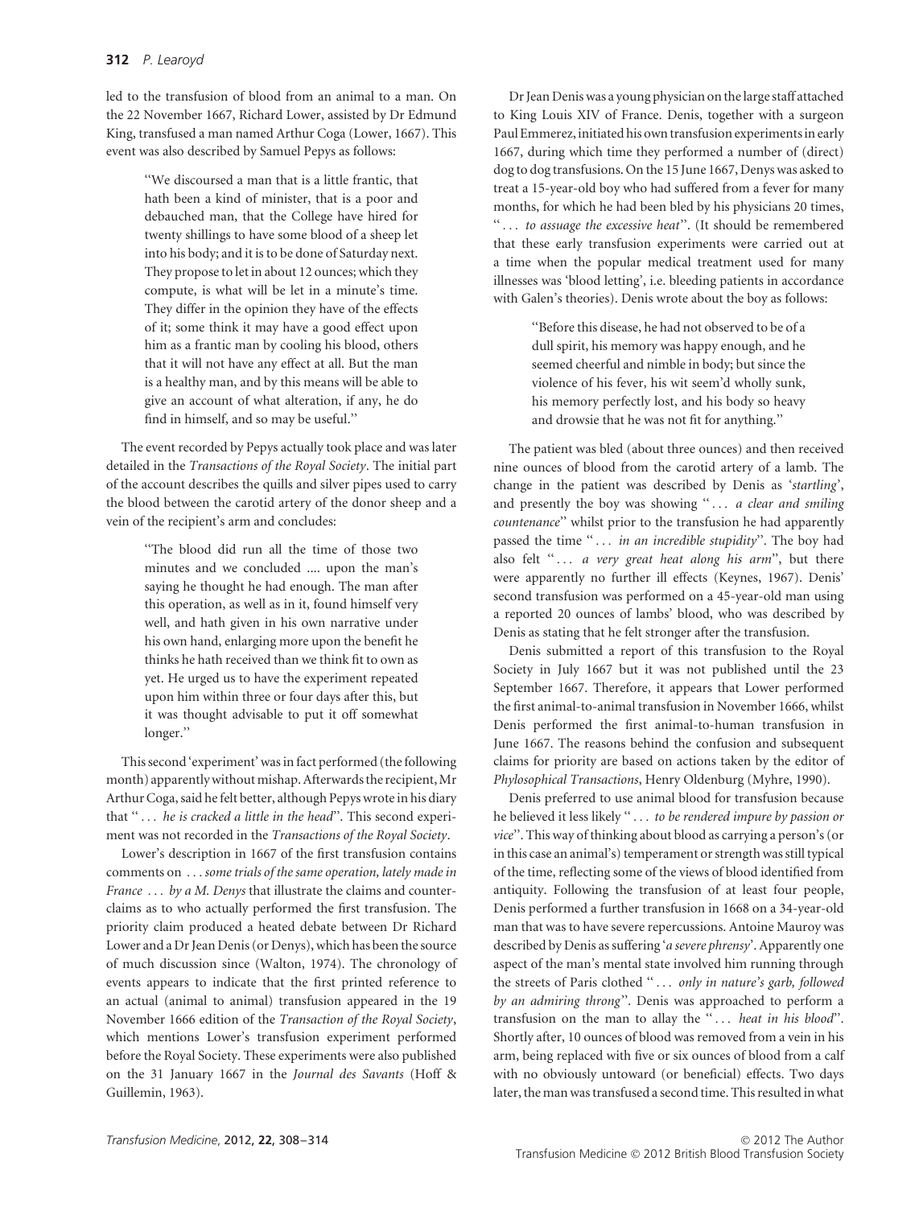led to the transfusion of blood from an animal to a man. On the 22 November 1667, Richard Lower, assisted by Dr Edmund King, transfused a man named Arthur Coga (Lower, 1667). This event was also described by Samuel Pepys as follows:

> "We discoursed a man that is a little frantic, that hath been a kind of minister, that is a poor and debauched man, that the College have hired for twenty shillings to have some blood of a sheep let into his body; and it is to be done of Saturday next. They propose to let in about 12 ounces; which they compute, is what will be let in a minute's time. They differ in the opinion they have of the effects of it; some think it may have a good effect upon him as a frantic man by cooling his blood, others that it will not have any effect at all. But the man is a healthy man, and by this means will be able to give an account of what alteration, if any, he do find in himself, and so may be useful."

The event recorded by Pepys actually took place and was later detailed in the *Transactions of the Royal Society*. The initial part of the account describes the quills and silver pipes used to carry the blood between the carotid artery of the donor sheep and a vein of the recipient's arm and concludes:

> "The blood did run all the time of those two minutes and we concluded .... upon the man's saying he thought he had enough. The man after this operation, as well as in it, found himself very well, and hath given in his own narrative under his own hand, enlarging more upon the benefit he thinks he hath received than we think fit to own as yet. He urged us to have the experiment repeated upon him within three or four days after this, but it was thought advisable to put it off somewhat longer."

This second 'experiment' was in fact performed (the following month) apparently without mishap. Afterwards the recipient, Mr Arthur Coga, said he felt better, although Pepys wrote in his diary that "... *he is cracked a little in the head*". This second experiment was not recorded in the *Transactions of the Royal Society*.

Lower's description in 1667 of the first transfusion contains comments on ... *some trials of the same operation, lately made in France ... by a M. Denys* that illustrate the claims and counterclaims as to who actually performed the first transfusion. The priority claim produced a heated debate between Dr Richard Lower and a Dr Jean Denis (or Denys), which has been the source of much discussion since (Walton, 1974). The chronology of events appears to indicate that the first printed reference to an actual (animal to animal) transfusion appeared in the 19 November 1666 edition of the *Transaction of the Royal Society*, which mentions Lower's transfusion experiment performed before the Royal Society. These experiments were also published on the 31 January 1667 in the *Journal des Savants* (Hoff & Guillemin, 1963).

Dr Jean Denis was a young physician on the large staff attached to King Louis XIV of France. Denis, together with a surgeon Paul Emmerez, initiated his own transfusion experiments in early 1667, during which time they performed a number of (direct) dog to dog transfusions. On the 15 June 1667, Denys was asked to treat a 15-year-old boy who had suffered from a fever for many months, for which he had been bled by his physicians 20 times, "... *to assuage the excessive heat*". (It should be remembered that these early transfusion experiments were carried out at a time when the popular medical treatment used for many illnesses was 'blood letting', i.e. bleeding patients in accordance with Galen's theories). Denis wrote about the boy as follows:

> "Before this disease, he had not observed to be of a dull spirit, his memory was happy enough, and he seemed cheerful and nimble in body; but since the violence of his fever, his wit seem'd wholly sunk, his memory perfectly lost, and his body so heavy and drowsie that he was not fit for anything."

The patient was bled (about three ounces) and then received nine ounces of blood from the carotid artery of a lamb. The change in the patient was described by Denis as '*startling*', and presently the boy was showing "... *a clear and smiling countenance*" whilst prior to the transfusion he had apparently passed the time "... *in an incredible stupidity*". The boy had also felt "... *a very great heat along his arm*", but there were apparently no further ill effects (Keynes, 1967). Denis' second transfusion was performed on a 45-year-old man using a reported 20 ounces of lambs' blood, who was described by Denis as stating that he felt stronger after the transfusion.

Denis submitted a report of this transfusion to the Royal Society in July 1667 but it was not published until the 23 September 1667. Therefore, it appears that Lower performed the first animal-to-animal transfusion in November 1666, whilst Denis performed the first animal-to-human transfusion in June 1667. The reasons behind the confusion and subsequent claims for priority are based on actions taken by the editor of *Phylosophical Transactions*, Henry Oldenburg (Myhre, 1990).

Denis preferred to use animal blood for transfusion because he believed it less likely "... *to be rendered impure by passion or vice*". This way of thinking about blood as carrying a person's (or in this case an animal's) temperament or strength was still typical of the time, reflecting some of the views of blood identified from antiquity. Following the transfusion of at least four people, Denis performed a further transfusion in 1668 on a 34-year-old man that was to have severe repercussions. Antoine Mauroy was described by Denis as suffering '*a severe phrensy*'. Apparently one aspect of the man's mental state involved him running through the streets of Paris clothed "... *only in nature's garb, followed by an admiring throng*". Denis was approached to perform a transfusion on the man to allay the "... *heat in his blood*". Shortly after, 10 ounces of blood was removed from a vein in his arm, being replaced with five or six ounces of blood from a calf with no obviously untoward (or beneficial) effects. Two days later, the man was transfused a second time. This resulted in what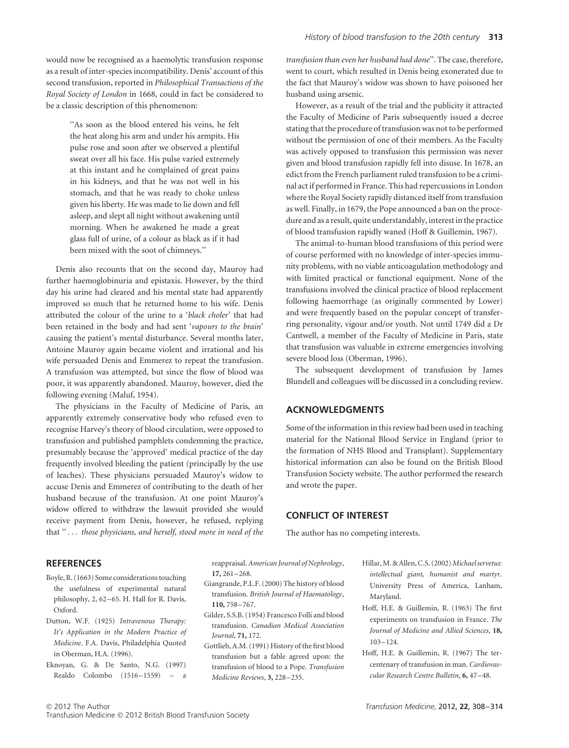would now be recognised as a haemolytic transfusion response as a result of inter-species incompatibility. Denis' account of this second transfusion, reported in *Philosophical Transactions of the Royal Society of London* in 1668, could in fact be considered to be a classic description of this phenomenon:

> "As soon as the blood entered his veins, he felt the heat along his arm and under his armpits. His pulse rose and soon after we observed a plentiful sweat over all his face. His pulse varied extremely at this instant and he complained of great pains in his kidneys, and that he was not well in his stomach, and that he was ready to choke unless given his liberty. He was made to lie down and fell asleep, and slept all night without awakening until morning. When he awakened he made a great glass full of urine, of a colour as black as if it had been mixed with the soot of chimneys."

Denis also recounts that on the second day, Mauroy had further haemoglobinuria and epistaxis. However, by the third day his urine had cleared and his mental state had apparently improved so much that he returned home to his wife. Denis attributed the colour of the urine to a '*black choler*' that had been retained in the body and had sent '*vapours to the brain*' causing the patient's mental disturbance. Several months later, Antoine Mauroy again became violent and irrational and his wife persuaded Denis and Emmerez to repeat the transfusion. A transfusion was attempted, but since the flow of blood was poor, it was apparently abandoned. Mauroy, however, died the following evening (Maluf, 1954).

The physicians in the Faculty of Medicine of Paris, an apparently extremely conservative body who refused even to recognise Harvey's theory of blood circulation, were opposed to transfusion and published pamphlets condemning the practice, presumably because the 'approved' medical practice of the day frequently involved bleeding the patient (principally by the use of leaches). These physicians persuaded Mauroy's widow to accuse Denis and Emmerez of contributing to the death of her husband because of the transfusion. At one point Mauroy's widow offered to withdraw the lawsuit provided she would receive payment from Denis, however, he refused, replying that "*... those physicians, and herself, stood more in need of the transfusion than even her husband had done*". The case, therefore, went to court, which resulted in Denis being exonerated due to the fact that Mauroy's widow was shown to have poisoned her husband using arsenic.

However, as a result of the trial and the publicity it attracted the Faculty of Medicine of Paris subsequently issued a decree stating that the procedure of transfusion was not to be performed without the permission of one of their members. As the Faculty was actively opposed to transfusion this permission was never given and blood transfusion rapidly fell into disuse. In 1678, an edict from the French parliament ruled transfusion to be a criminal act if performed in France. This had repercussions in London where the Royal Society rapidly distanced itself from transfusion as well. Finally, in 1679, the Pope announced a ban on the procedure and as a result, quite understandably, interest in the practice of blood transfusion rapidly waned (Hoff & Guillemin, 1967).

The animal-to-human blood transfusions of this period were of course performed with no knowledge of inter-species immunity problems, with no viable anticoagulation methodology and with limited practical or functional equipment. None of the transfusions involved the clinical practice of blood replacement following haemorrhage (as originally commented by Lower) and were frequently based on the popular concept of transferring personality, vigour and/or youth. Not until 1749 did a Dr Cantwell, a member of the Faculty of Medicine in Paris, state that transfusion was valuable in extreme emergencies involving severe blood loss (Oberman, 1996).

The subsequent development of transfusion by James Blundell and colleagues will be discussed in a concluding review.

## ACKNOWLEDGMENTS

Some of the information in this review had been used in teaching material for the National Blood Service in England (prior to the formation of NHS Blood and Transplant). Supplementary historical information can also be found on the British Blood Transfusion Society website. The author performed the research and wrote the paper.

## CONFLICT OF INTEREST

The author has no competing interests.

## REFERENCES

Boyle, R. (1663) Some considerations touching the usefulness of experimental natural philosophy, 2, 62–65. H. Hall for R. Davis, Oxford.

Dutton, W.F. (1925) *Intravenous Therapy: It's Application in the Modern Practice of Medicine*. F.A. Davis, Philadelphia Quoted in Oberman, H.A. (1996).

Eknoyan, G. & De Santo, N.G. (1997) Realdo Colombo (1516–1559) – a reappraisal. *American Journal of Nephrology*, **17,** 261–268.

Giangrande, P.L.F. (2000) The history of blood transfusion. *British Journal of Haematology*, **110,** 758–767.

Gilder, S.S.B. (1954) Francesco Folli and blood transfusion. *Canadian Medical Association Journal*, **71,** 172.

Gottlieb, A.M. (1991) History of the first blood transfusion but a fable agreed upon: the transfusion of blood to a Pope. *Transfusion Medicine Reviews*, **3,** 228–235.

Hillar, M. & Allen, C.S. (2002) *Michael servetus: intellectual giant, humanist and martyr*. University Press of America, Lanham, Maryland.

Hoff, H.E. & Guillemin, R. (1963) The first experiments on transfusion in France. *The Journal of Medicine and Allied Sciences*, **18,** 103–124.

Hoff, H.E. & Guillemin, R. (1967) The tercentenary of transfusion in man. *Cardiovascular Research Centre Bulletin*, **6,** 47–48.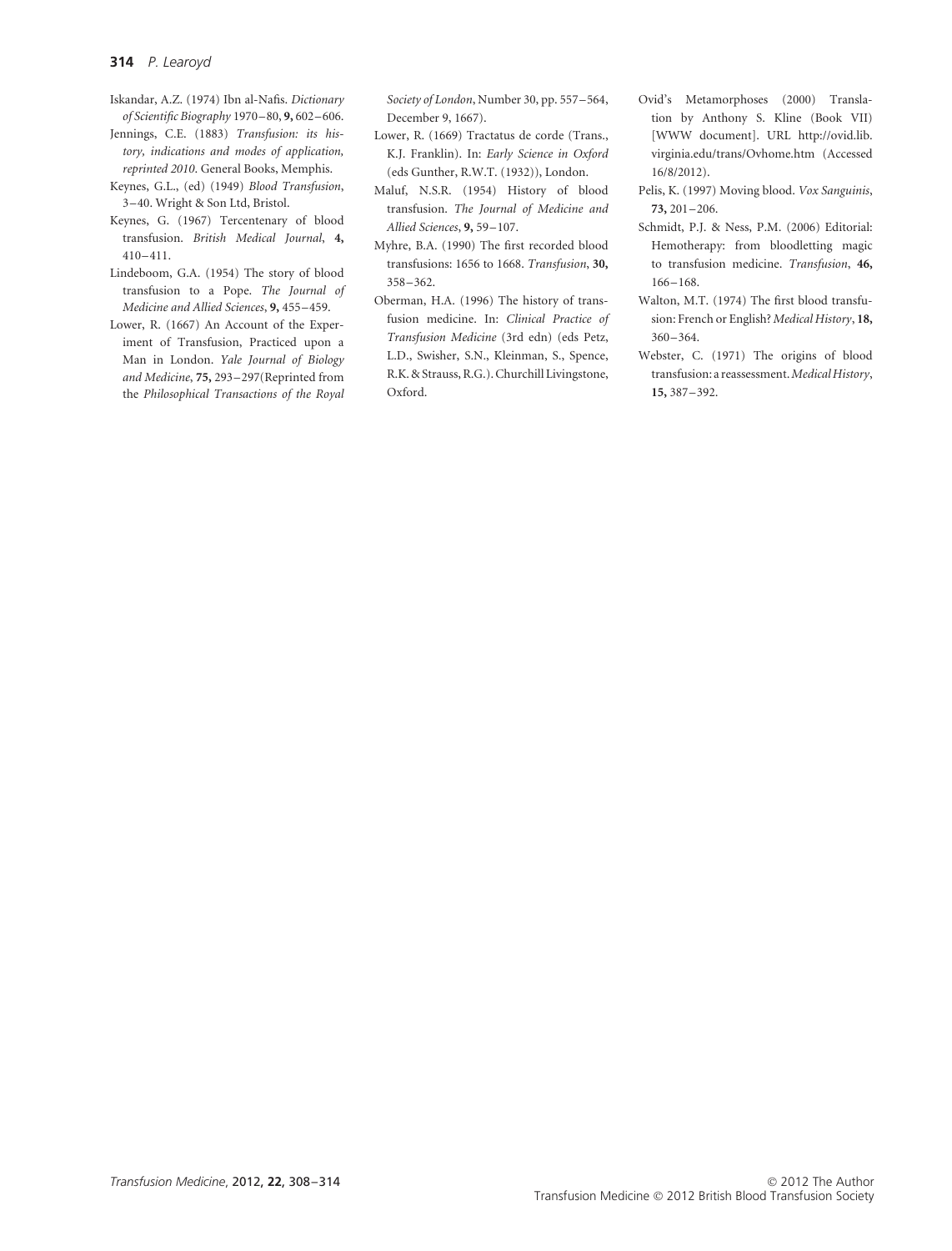Iskandar, A.Z. (1974) Ibn al-Nafis. *Dictionary of Scientific Biography* 1970–80, **9,** 602–606.

Jennings, C.E. (1883) *Transfusion: its history, indications and modes of application, reprinted 2010*. General Books, Memphis.

Keynes, G.L., (ed) (1949) *Blood Transfusion*, 3–40. Wright & Son Ltd, Bristol.

Keynes, G. (1967) Tercentenary of blood transfusion. *British Medical Journal*, **4,** 410–411.

Lindeboom, G.A. (1954) The story of blood transfusion to a Pope. *The Journal of Medicine and Allied Sciences*, **9,** 455–459.

Lower, R. (1667) An Account of the Experiment of Transfusion, Practiced upon a Man in London. *Yale Journal of Biology and Medicine*, **75,** 293–297(Reprinted from the *Philosophical Transactions of the Royal Society of London*, Number 30, pp. 557–564, December 9, 1667).

Lower, R. (1669) Tractatus de corde (Trans., K.J. Franklin). In: *Early Science in Oxford* (eds Gunther, R.W.T. (1932)), London.

Maluf, N.S.R. (1954) History of blood transfusion. *The Journal of Medicine and Allied Sciences*, **9,** 59–107.

Myhre, B.A. (1990) The first recorded blood transfusions: 1656 to 1668. *Transfusion*, **30,** 358–362.

Oberman, H.A. (1996) The history of transfusion medicine. In: *Clinical Practice of Transfusion Medicine* (3rd edn) (eds Petz, L.D., Swisher, S.N., Kleinman, S., Spence, R.K. & Strauss, R.G.). Churchill Livingstone, Oxford.

Ovid's Metamorphoses (2000) Translation by Anthony S. Kline (Book VII) [WWW document]. URL http://ovid.lib.virginia.edu/trans/Ovhome.htm (Accessed 16/8/2012).

Pelis, K. (1997) Moving blood. *Vox Sanguinis*, **73,** 201–206.

Schmidt, P.J. & Ness, P.M. (2006) Editorial: Hemotherapy: from bloodletting magic to transfusion medicine. *Transfusion*, **46,** 166–168.

Walton, M.T. (1974) The first blood transfusion: French or English? *Medical History*, **18,** 360–364.

Webster, C. (1971) The origins of blood transfusion: a reassessment. *Medical History*, **15,** 387–392.